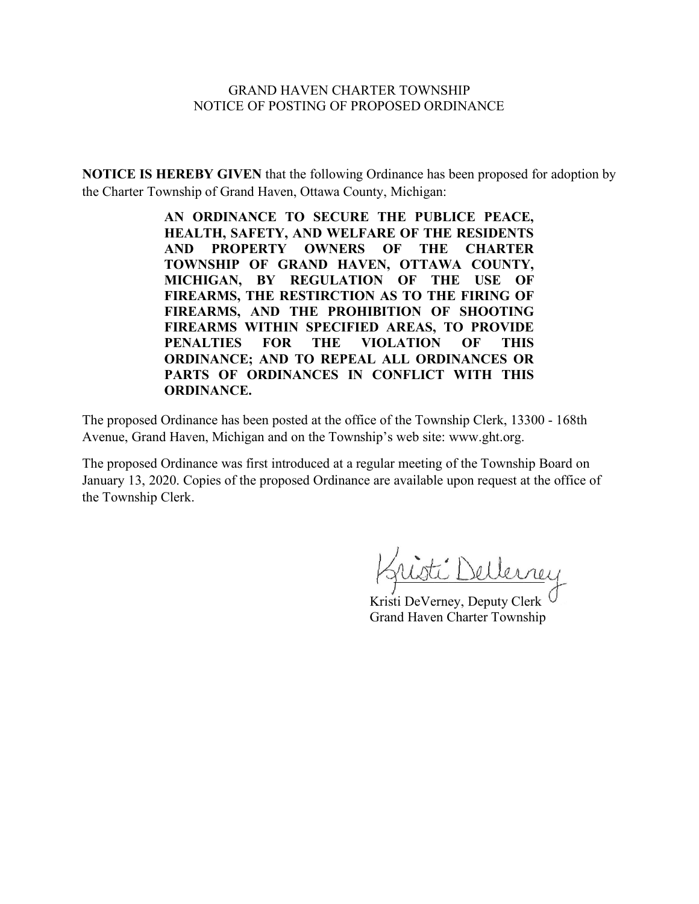GRAND HAVEN CHARTER TOWNSHIP
NOTICE OF POSTING OF PROPOSED ORDINANCE

**NOTICE IS HEREBY GIVEN** that the following Ordinance has been proposed for adoption by the Charter Township of Grand Haven, Ottawa County, Michigan:

> **AN ORDINANCE TO SECURE THE PUBLICE PEACE, HEALTH, SAFETY, AND WELFARE OF THE RESIDENTS AND PROPERTY OWNERS OF THE CHARTER TOWNSHIP OF GRAND HAVEN, OTTAWA COUNTY, MICHIGAN, BY REGULATION OF THE USE OF FIREARMS, THE RESTIRCTION AS TO THE FIRING OF FIREARMS, AND THE PROHIBITION OF SHOOTING FIREARMS WITHIN SPECIFIED AREAS, TO PROVIDE PENALTIES FOR THE VIOLATION OF THIS ORDINANCE; AND TO REPEAL ALL ORDINANCES OR PARTS OF ORDINANCES IN CONFLICT WITH THIS ORDINANCE.**

The proposed Ordinance has been posted at the office of the Township Clerk, 13300 - 168th Avenue, Grand Haven, Michigan and on the Township's web site: www.ght.org.

The proposed Ordinance was first introduced at a regular meeting of the Township Board on January 13, 2020. Copies of the proposed Ordinance are available upon request at the office of the Township Clerk.

Kristi DeVerney

Kristi DeVerney, Deputy Clerk
Grand Haven Charter Township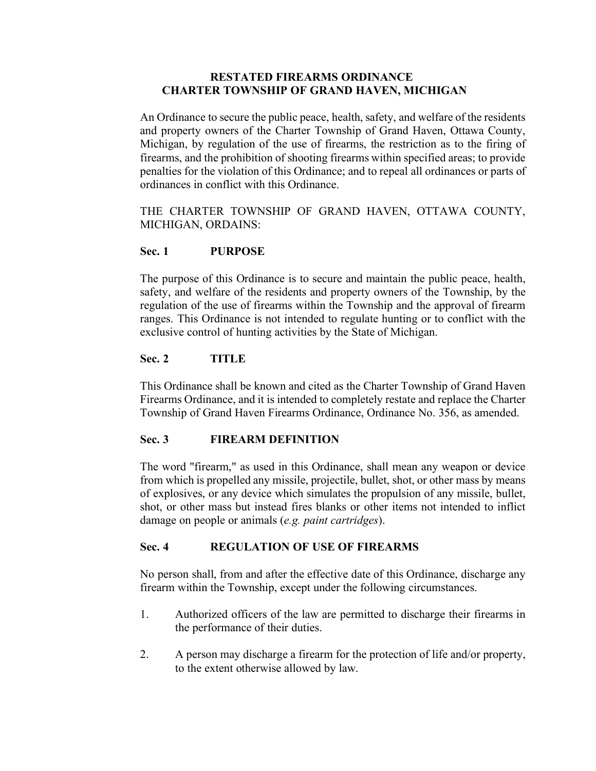# RESTATED FIREARMS ORDINANCE
# CHARTER TOWNSHIP OF GRAND HAVEN, MICHIGAN

An Ordinance to secure the public peace, health, safety, and welfare of the residents and property owners of the Charter Township of Grand Haven, Ottawa County, Michigan, by regulation of the use of firearms, the restriction as to the firing of firearms, and the prohibition of shooting firearms within specified areas; to provide penalties for the violation of this Ordinance; and to repeal all ordinances or parts of ordinances in conflict with this Ordinance.

THE CHARTER TOWNSHIP OF GRAND HAVEN, OTTAWA COUNTY, MICHIGAN, ORDAINS:

## Sec. 1 PURPOSE

The purpose of this Ordinance is to secure and maintain the public peace, health, safety, and welfare of the residents and property owners of the Township, by the regulation of the use of firearms within the Township and the approval of firearm ranges. This Ordinance is not intended to regulate hunting or to conflict with the exclusive control of hunting activities by the State of Michigan.

## Sec. 2 TITLE

This Ordinance shall be known and cited as the Charter Township of Grand Haven Firearms Ordinance, and it is intended to completely restate and replace the Charter Township of Grand Haven Firearms Ordinance, Ordinance No. 356, as amended.

## Sec. 3 FIREARM DEFINITION

The word "firearm," as used in this Ordinance, shall mean any weapon or device from which is propelled any missile, projectile, bullet, shot, or other mass by means of explosives, or any device which simulates the propulsion of any missile, bullet, shot, or other mass but instead fires blanks or other items not intended to inflict damage on people or animals (*e.g. paint cartridges*).

## Sec. 4 REGULATION OF USE OF FIREARMS

No person shall, from and after the effective date of this Ordinance, discharge any firearm within the Township, except under the following circumstances.

1. Authorized officers of the law are permitted to discharge their firearms in the performance of their duties.
2. A person may discharge a firearm for the protection of life and/or property, to the extent otherwise allowed by law.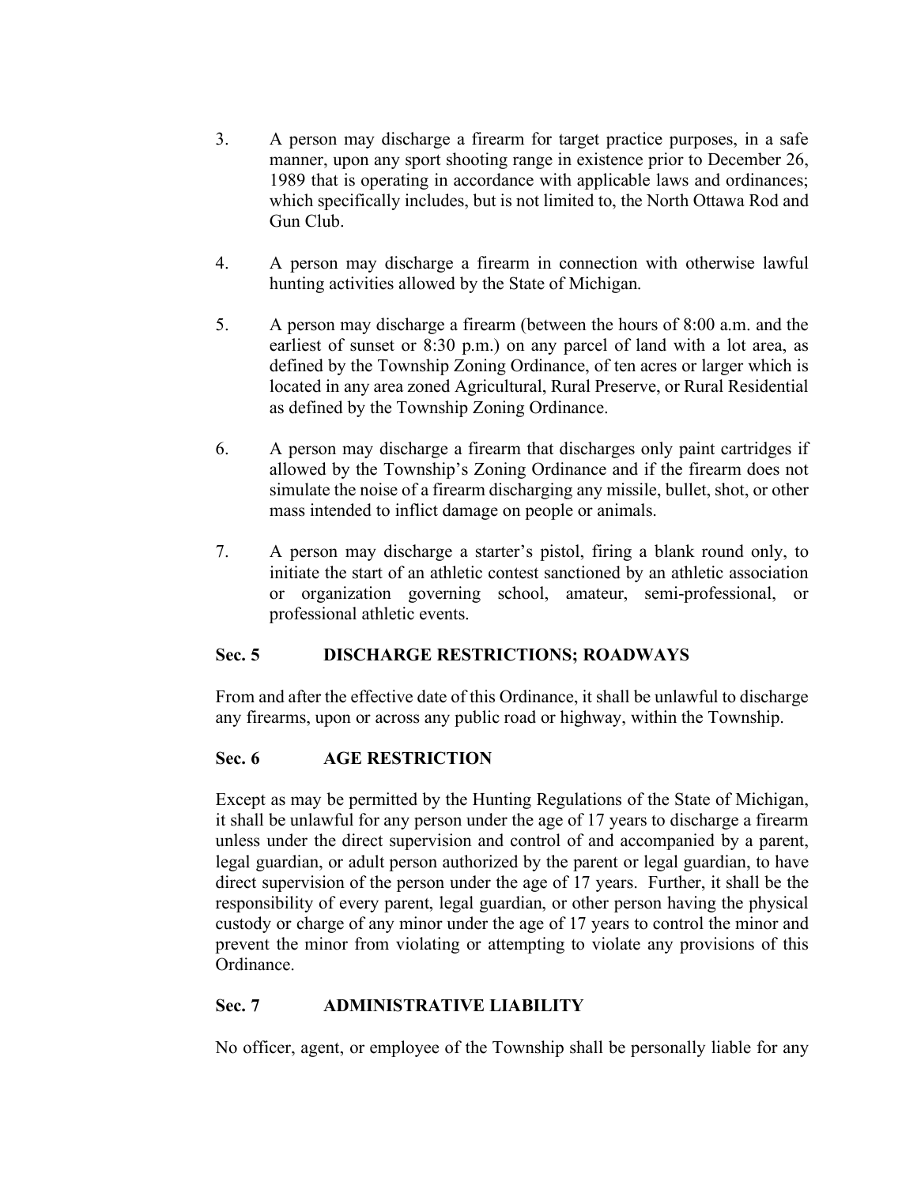3. A person may discharge a firearm for target practice purposes, in a safe manner, upon any sport shooting range in existence prior to December 26, 1989 that is operating in accordance with applicable laws and ordinances; which specifically includes, but is not limited to, the North Ottawa Rod and Gun Club.

4. A person may discharge a firearm in connection with otherwise lawful hunting activities allowed by the State of Michigan.

5. A person may discharge a firearm (between the hours of 8:00 a.m. and the earliest of sunset or 8:30 p.m.) on any parcel of land with a lot area, as defined by the Township Zoning Ordinance, of ten acres or larger which is located in any area zoned Agricultural, Rural Preserve, or Rural Residential as defined by the Township Zoning Ordinance.

6. A person may discharge a firearm that discharges only paint cartridges if allowed by the Township's Zoning Ordinance and if the firearm does not simulate the noise of a firearm discharging any missile, bullet, shot, or other mass intended to inflict damage on people or animals.

7. A person may discharge a starter's pistol, firing a blank round only, to initiate the start of an athletic contest sanctioned by an athletic association or organization governing school, amateur, semi-professional, or professional athletic events.

## Sec. 5 DISCHARGE RESTRICTIONS; ROADWAYS

From and after the effective date of this Ordinance, it shall be unlawful to discharge any firearms, upon or across any public road or highway, within the Township.

## Sec. 6 AGE RESTRICTION

Except as may be permitted by the Hunting Regulations of the State of Michigan, it shall be unlawful for any person under the age of 17 years to discharge a firearm unless under the direct supervision and control of and accompanied by a parent, legal guardian, or adult person authorized by the parent or legal guardian, to have direct supervision of the person under the age of 17 years. Further, it shall be the responsibility of every parent, legal guardian, or other person having the physical custody or charge of any minor under the age of 17 years to control the minor and prevent the minor from violating or attempting to violate any provisions of this Ordinance.

## Sec. 7 ADMINISTRATIVE LIABILITY

No officer, agent, or employee of the Township shall be personally liable for any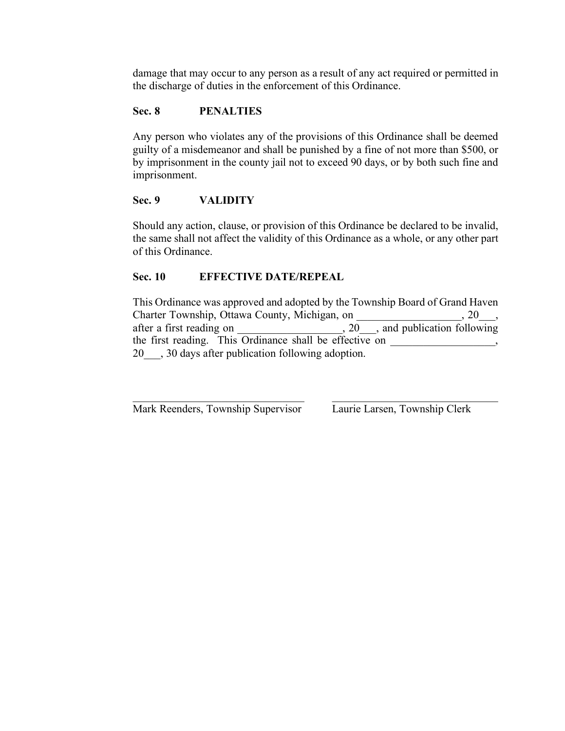damage that may occur to any person as a result of any act required or permitted in the discharge of duties in the enforcement of this Ordinance.

**Sec. 8 PENALTIES**

Any person who violates any of the provisions of this Ordinance shall be deemed guilty of a misdemeanor and shall be punished by a fine of not more than $500, or by imprisonment in the county jail not to exceed 90 days, or by both such fine and imprisonment.

**Sec. 9 VALIDITY**

Should any action, clause, or provision of this Ordinance be declared to be invalid, the same shall not affect the validity of this Ordinance as a whole, or any other part of this Ordinance.

**Sec. 10 EFFECTIVE DATE/REPEAL**

This Ordinance was approved and adopted by the Township Board of Grand Haven Charter Township, Ottawa County, Michigan, on ___________________, 20___, after a first reading on ___________________, 20___, and publication following the first reading. This Ordinance shall be effective on ___________________, 20___, 30 days after publication following adoption.

| ______________________________ | ______________________________ |
|---|---|
| Mark Reenders, Township Supervisor | Laurie Larsen, Township Clerk |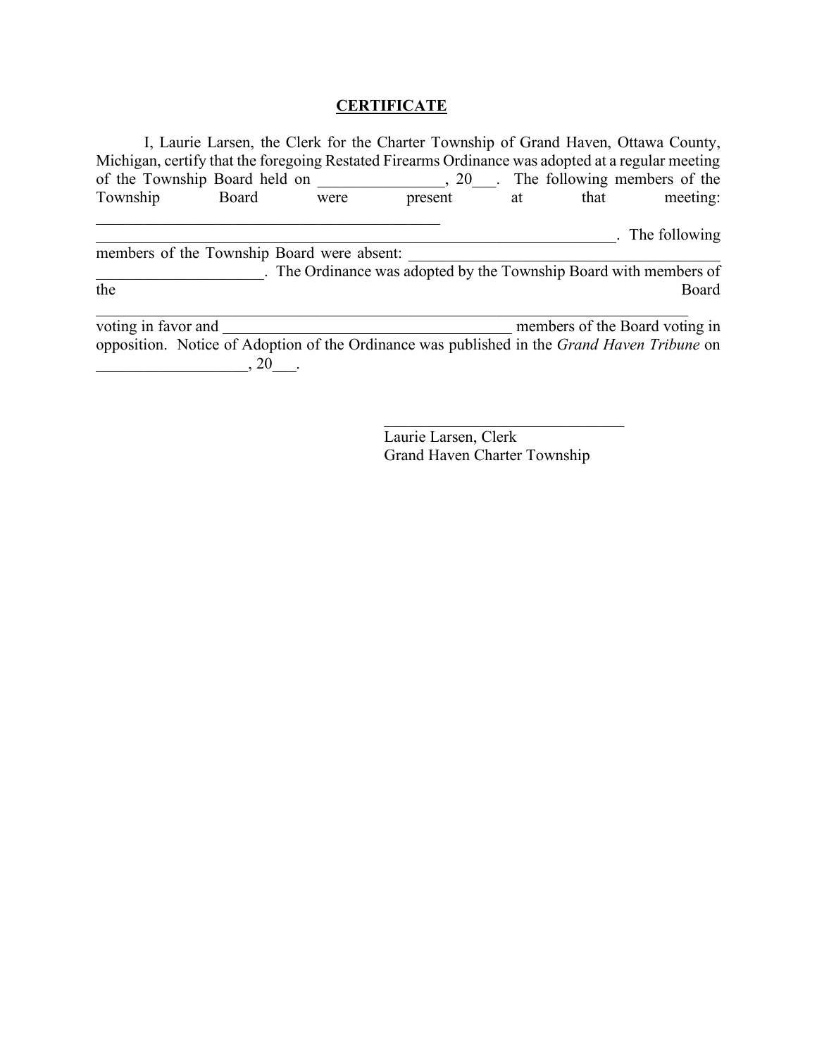**CERTIFICATE**

I, Laurie Larsen, the Clerk for the Charter Township of Grand Haven, Ottawa County, Michigan, certify that the foregoing Restated Firearms Ordinance was adopted at a regular meeting of the Township Board held on ________________, 20___. The following members of the Township Board were present at that meeting: ____________________________________________ ____________________________________________________________________. The following members of the Township Board were absent: ________________________________________ _____________________. The Ordinance was adopted by the Township Board with members of the Board ____________________________________________________________________ voting in favor and _____________________________________ members of the Board voting in opposition. Notice of Adoption of the Ordinance was published in the *Grand Haven Tribune* on ___________________, 20___.

_______________________________

Laurie Larsen, Clerk
Grand Haven Charter Township